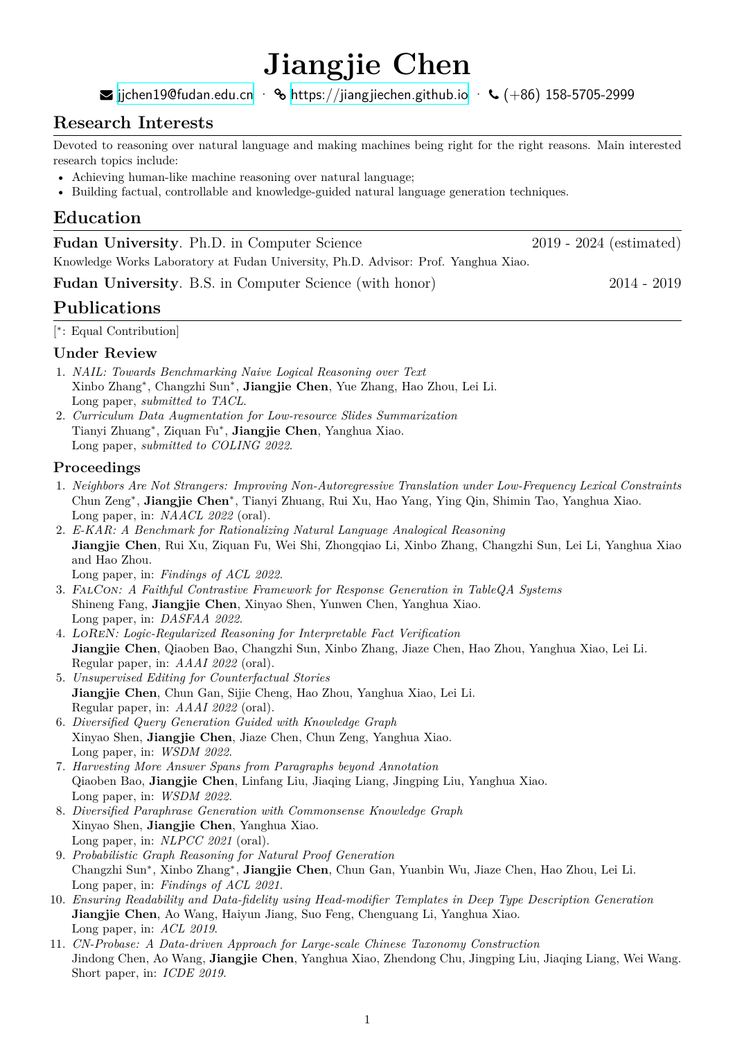# Jiangjie Chen

jjchen19@fudan.edu.cn · https://jiangjiechen.github.io · (+86) 158-5705-2999

## Research Interests

Devoted to reasoning over natural language and making machines being right for the right reasons. Main interested research topics include:

- Achieving human-like machine reasoning over natural language;
- Building factual, controllable and knowledge-guided natural language generation techniques.

## Education

**Fudan University**. Ph.D. in Computer Science — 2019 - 2024 (estimated)
Knowledge Works Laboratory at Fudan University, Ph.D. Advisor: Prof. Yanghua Xiao.

**Fudan University**. B.S. in Computer Science (with honor) — 2014 - 2019

## Publications

[*: Equal Contribution]

### Under Review

1. *NAIL: Towards Benchmarking Naive Logical Reasoning over Text*
   Xinbo Zhang*, Changzhi Sun*, **Jiangjie Chen**, Yue Zhang, Hao Zhou, Lei Li.
   Long paper, *submitted to TACL*.
2. *Curriculum Data Augmentation for Low-resource Slides Summarization*
   Tianyi Zhuang*, Ziquan Fu*, **Jiangjie Chen**, Yanghua Xiao.
   Long paper, *submitted to COLING 2022*.

### Proceedings

1. *Neighbors Are Not Strangers: Improving Non-Autoregressive Translation under Low-Frequency Lexical Constraints*
   Chun Zeng*, **Jiangjie Chen***, Tianyi Zhuang, Rui Xu, Hao Yang, Ying Qin, Shimin Tao, Yanghua Xiao.
   Long paper, in: *NAACL 2022* (oral).
2. *E-KAR: A Benchmark for Rationalizing Natural Language Analogical Reasoning*
   **Jiangjie Chen**, Rui Xu, Ziquan Fu, Wei Shi, Zhongqiao Li, Xinbo Zhang, Changzhi Sun, Lei Li, Yanghua Xiao and Hao Zhou.
   Long paper, in: *Findings of ACL 2022*.
3. *FalCon: A Faithful Contrastive Framework for Response Generation in TableQA Systems*
   Shineng Fang, **Jiangjie Chen**, Xinyao Shen, Yunwen Chen, Yanghua Xiao.
   Long paper, in: *DASFAA 2022*.
4. *LoReN: Logic-Regularized Reasoning for Interpretable Fact Verification*
   **Jiangjie Chen**, Qiaoben Bao, Changzhi Sun, Xinbo Zhang, Jiaze Chen, Hao Zhou, Yanghua Xiao, Lei Li.
   Regular paper, in: *AAAI 2022* (oral).
5. *Unsupervised Editing for Counterfactual Stories*
   **Jiangjie Chen**, Chun Gan, Sijie Cheng, Hao Zhou, Yanghua Xiao, Lei Li.
   Regular paper, in: *AAAI 2022* (oral).
6. *Diversified Query Generation Guided with Knowledge Graph*
   Xinyao Shen, **Jiangjie Chen**, Jiaze Chen, Chun Zeng, Yanghua Xiao.
   Long paper, in: *WSDM 2022*.
7. *Harvesting More Answer Spans from Paragraphs beyond Annotation*
   Qiaoben Bao, **Jiangjie Chen**, Linfang Liu, Jiaqing Liang, Jingping Liu, Yanghua Xiao.
   Long paper, in: *WSDM 2022*.
8. *Diversified Paraphrase Generation with Commonsense Knowledge Graph*
   Xinyao Shen, **Jiangjie Chen**, Yanghua Xiao.
   Long paper, in: *NLPCC 2021* (oral).
9. *Probabilistic Graph Reasoning for Natural Proof Generation*
   Changzhi Sun*, Xinbo Zhang*, **Jiangjie Chen**, Chun Gan, Yuanbin Wu, Jiaze Chen, Hao Zhou, Lei Li.
   Long paper, in: *Findings of ACL 2021*.
10. *Ensuring Readability and Data-fidelity using Head-modifier Templates in Deep Type Description Generation*
    **Jiangjie Chen**, Ao Wang, Haiyun Jiang, Suo Feng, Chenguang Li, Yanghua Xiao.
    Long paper, in: *ACL 2019*.
11. *CN-Probase: A Data-driven Approach for Large-scale Chinese Taxonomy Construction*
    Jindong Chen, Ao Wang, **Jiangjie Chen**, Yanghua Xiao, Zhendong Chu, Jingping Liu, Jiaqing Liang, Wei Wang.
    Short paper, in: *ICDE 2019*.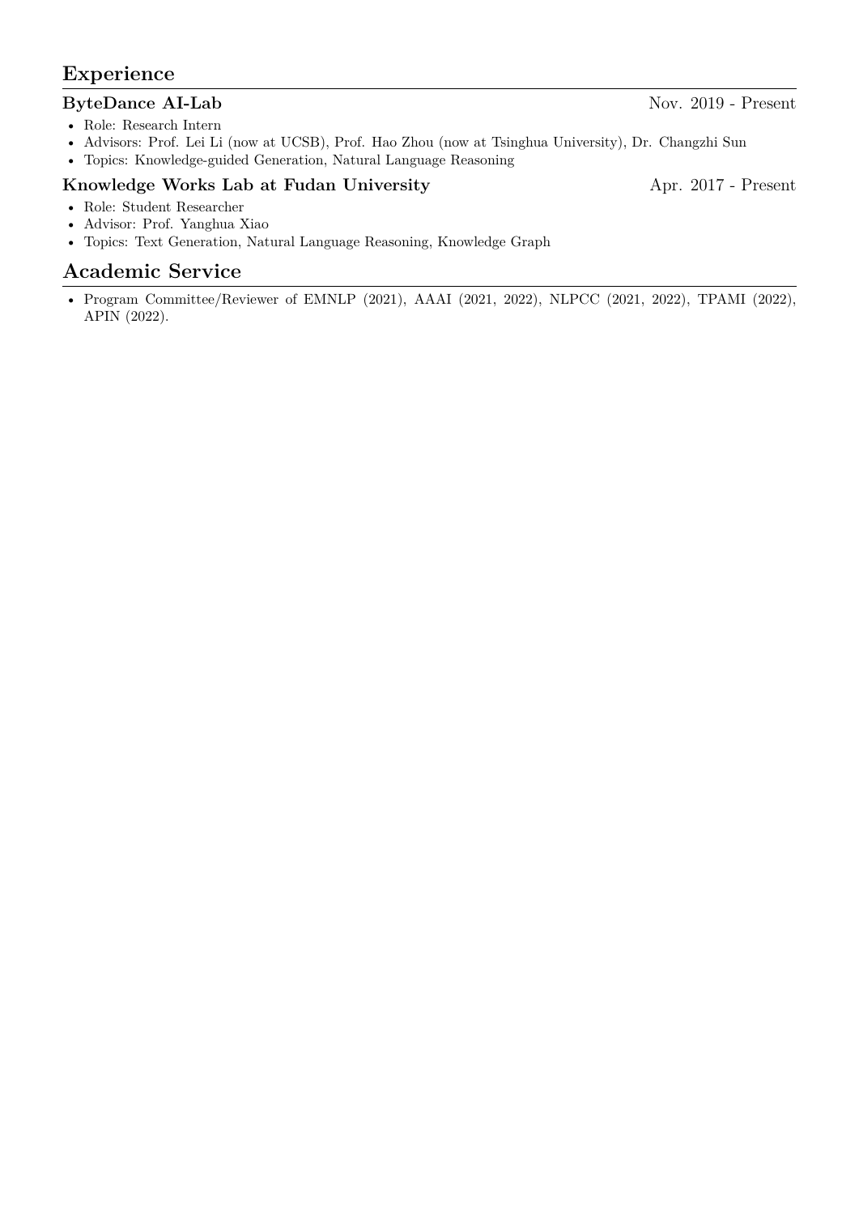## Experience

### ByteDance AI-Lab
Nov. 2019 - Present

- Role: Research Intern
- Advisors: Prof. Lei Li (now at UCSB), Prof. Hao Zhou (now at Tsinghua University), Dr. Changzhi Sun
- Topics: Knowledge-guided Generation, Natural Language Reasoning

### Knowledge Works Lab at Fudan University
Apr. 2017 - Present

- Role: Student Researcher
- Advisor: Prof. Yanghua Xiao
- Topics: Text Generation, Natural Language Reasoning, Knowledge Graph

## Academic Service

- Program Committee/Reviewer of EMNLP (2021), AAAI (2021, 2022), NLPCC (2021, 2022), TPAMI (2022), APIN (2022).